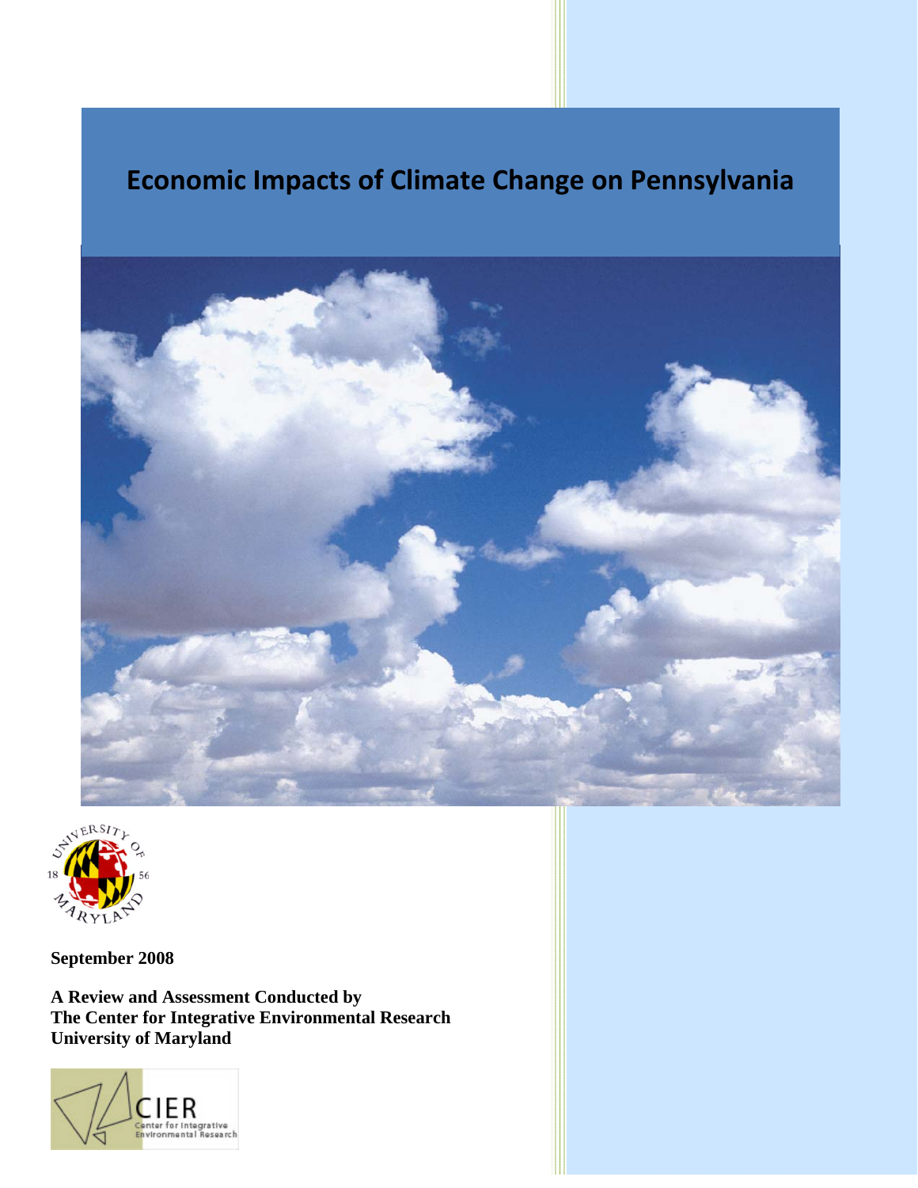# Economic Impacts of Climate Change on Pennsylvania

**September 2008**

**A Review and Assessment Conducted by**
**The Center for Integrative Environmental Research**
**University of Maryland**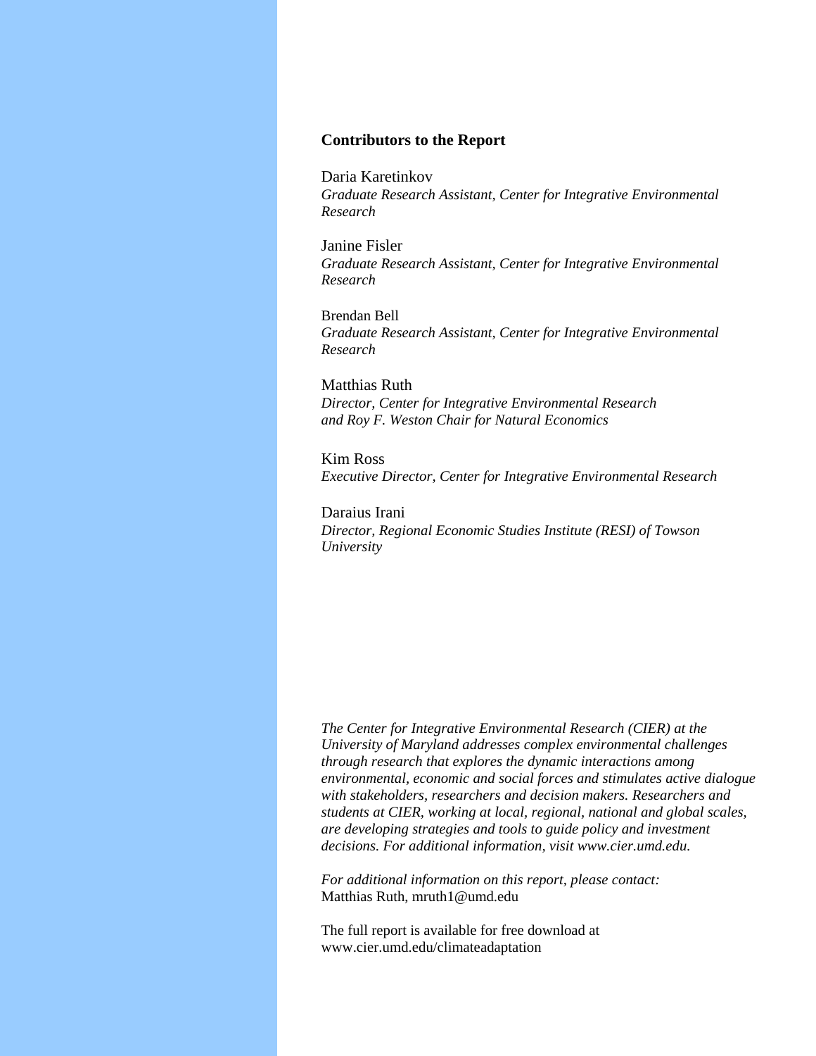**Contributors to the Report**

Daria Karetinkov
*Graduate Research Assistant, Center for Integrative Environmental Research*

Janine Fisler
*Graduate Research Assistant, Center for Integrative Environmental Research*

Brendan Bell
*Graduate Research Assistant, Center for Integrative Environmental Research*

Matthias Ruth
*Director, Center for Integrative Environmental Research and Roy F. Weston Chair for Natural Economics*

Kim Ross
*Executive Director, Center for Integrative Environmental Research*

Daraius Irani
*Director, Regional Economic Studies Institute (RESI) of Towson University*

*The Center for Integrative Environmental Research (CIER) at the University of Maryland addresses complex environmental challenges through research that explores the dynamic interactions among environmental, economic and social forces and stimulates active dialogue with stakeholders, researchers and decision makers. Researchers and students at CIER, working at local, regional, national and global scales, are developing strategies and tools to guide policy and investment decisions. For additional information, visit www.cier.umd.edu.*

*For additional information on this report, please contact:*
Matthias Ruth, mruth1@umd.edu

The full report is available for free download at
www.cier.umd.edu/climateadaptation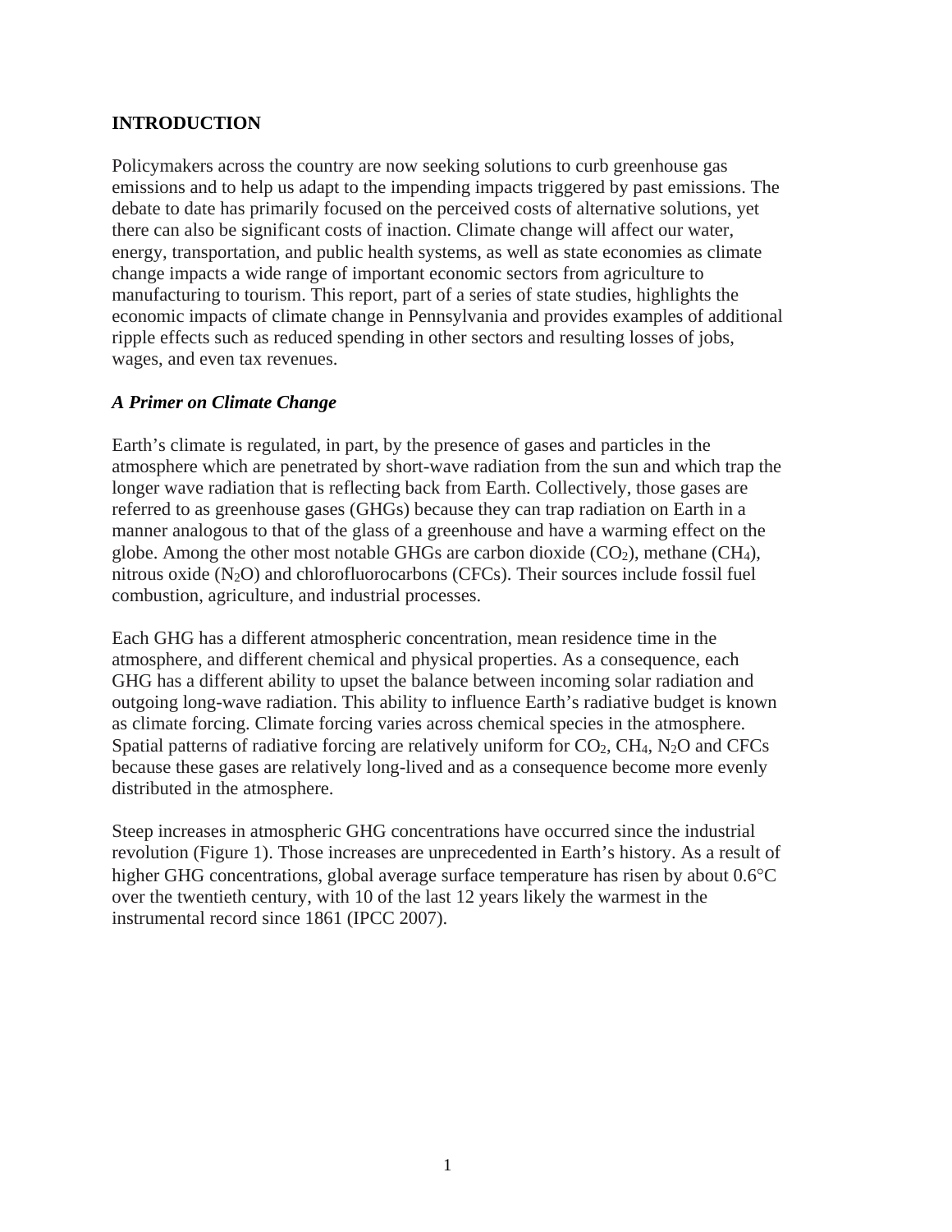## INTRODUCTION

Policymakers across the country are now seeking solutions to curb greenhouse gas emissions and to help us adapt to the impending impacts triggered by past emissions. The debate to date has primarily focused on the perceived costs of alternative solutions, yet there can also be significant costs of inaction. Climate change will affect our water, energy, transportation, and public health systems, as well as state economies as climate change impacts a wide range of important economic sectors from agriculture to manufacturing to tourism. This report, part of a series of state studies, highlights the economic impacts of climate change in Pennsylvania and provides examples of additional ripple effects such as reduced spending in other sectors and resulting losses of jobs, wages, and even tax revenues.

### *A Primer on Climate Change*

Earth's climate is regulated, in part, by the presence of gases and particles in the atmosphere which are penetrated by short-wave radiation from the sun and which trap the longer wave radiation that is reflecting back from Earth. Collectively, those gases are referred to as greenhouse gases (GHGs) because they can trap radiation on Earth in a manner analogous to that of the glass of a greenhouse and have a warming effect on the globe. Among the other most notable GHGs are carbon dioxide ($CO_2$), methane ($CH_4$), nitrous oxide ($N_2O$) and chlorofluorocarbons (CFCs). Their sources include fossil fuel combustion, agriculture, and industrial processes.

Each GHG has a different atmospheric concentration, mean residence time in the atmosphere, and different chemical and physical properties. As a consequence, each GHG has a different ability to upset the balance between incoming solar radiation and outgoing long-wave radiation. This ability to influence Earth's radiative budget is known as climate forcing. Climate forcing varies across chemical species in the atmosphere. Spatial patterns of radiative forcing are relatively uniform for $CO_2$, $CH_4$, $N_2O$ and CFCs because these gases are relatively long-lived and as a consequence become more evenly distributed in the atmosphere.

Steep increases in atmospheric GHG concentrations have occurred since the industrial revolution (Figure 1). Those increases are unprecedented in Earth's history. As a result of higher GHG concentrations, global average surface temperature has risen by about 0.6°C over the twentieth century, with 10 of the last 12 years likely the warmest in the instrumental record since 1861 (IPCC 2007).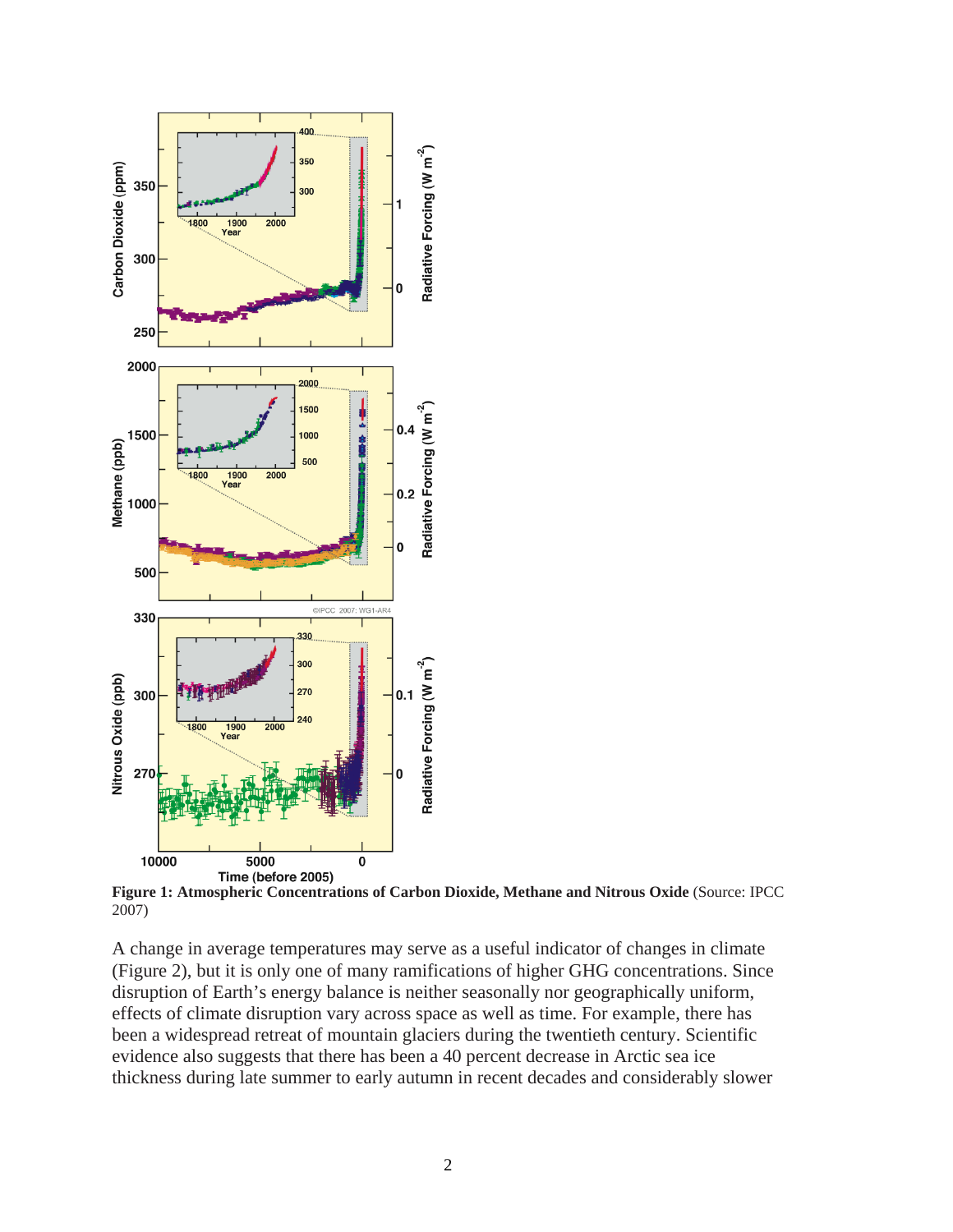**Figure 1: Atmospheric Concentrations of Carbon Dioxide, Methane and Nitrous Oxide** (Source: IPCC 2007)

A change in average temperatures may serve as a useful indicator of changes in climate (Figure 2), but it is only one of many ramifications of higher GHG concentrations. Since disruption of Earth's energy balance is neither seasonally nor geographically uniform, effects of climate disruption vary across space as well as time. For example, there has been a widespread retreat of mountain glaciers during the twentieth century. Scientific evidence also suggests that there has been a 40 percent decrease in Arctic sea ice thickness during late summer to early autumn in recent decades and considerably slower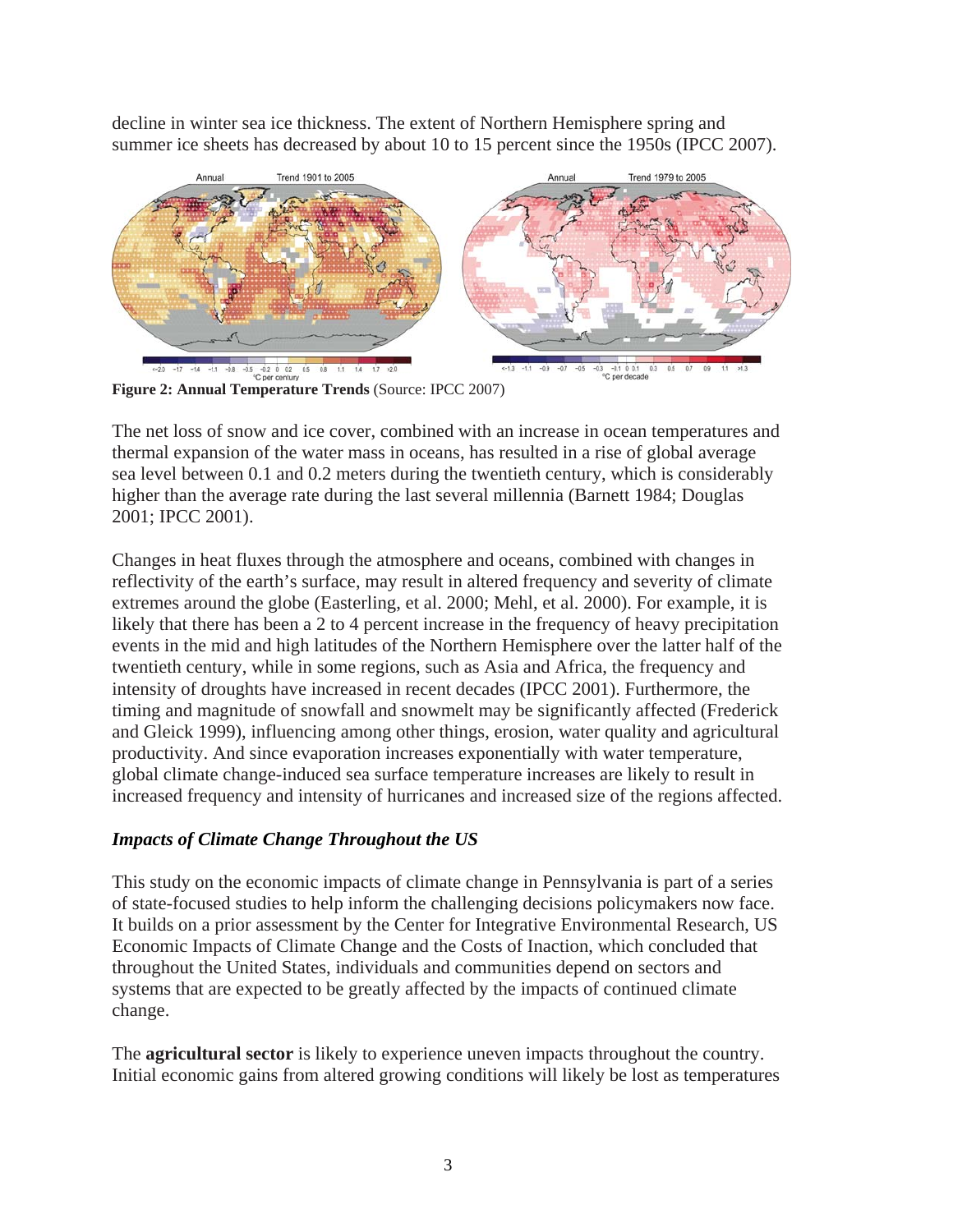decline in winter sea ice thickness. The extent of Northern Hemisphere spring and summer ice sheets has decreased by about 10 to 15 percent since the 1950s (IPCC 2007).

**Figure 2: Annual Temperature Trends** (Source: IPCC 2007)

The net loss of snow and ice cover, combined with an increase in ocean temperatures and thermal expansion of the water mass in oceans, has resulted in a rise of global average sea level between 0.1 and 0.2 meters during the twentieth century, which is considerably higher than the average rate during the last several millennia (Barnett 1984; Douglas 2001; IPCC 2001).

Changes in heat fluxes through the atmosphere and oceans, combined with changes in reflectivity of the earth's surface, may result in altered frequency and severity of climate extremes around the globe (Easterling, et al. 2000; Mehl, et al. 2000). For example, it is likely that there has been a 2 to 4 percent increase in the frequency of heavy precipitation events in the mid and high latitudes of the Northern Hemisphere over the latter half of the twentieth century, while in some regions, such as Asia and Africa, the frequency and intensity of droughts have increased in recent decades (IPCC 2001). Furthermore, the timing and magnitude of snowfall and snowmelt may be significantly affected (Frederick and Gleick 1999), influencing among other things, erosion, water quality and agricultural productivity. And since evaporation increases exponentially with water temperature, global climate change-induced sea surface temperature increases are likely to result in increased frequency and intensity of hurricanes and increased size of the regions affected.

### *Impacts of Climate Change Throughout the US*

This study on the economic impacts of climate change in Pennsylvania is part of a series of state-focused studies to help inform the challenging decisions policymakers now face. It builds on a prior assessment by the Center for Integrative Environmental Research, US Economic Impacts of Climate Change and the Costs of Inaction, which concluded that throughout the United States, individuals and communities depend on sectors and systems that are expected to be greatly affected by the impacts of continued climate change.

The **agricultural sector** is likely to experience uneven impacts throughout the country. Initial economic gains from altered growing conditions will likely be lost as temperatures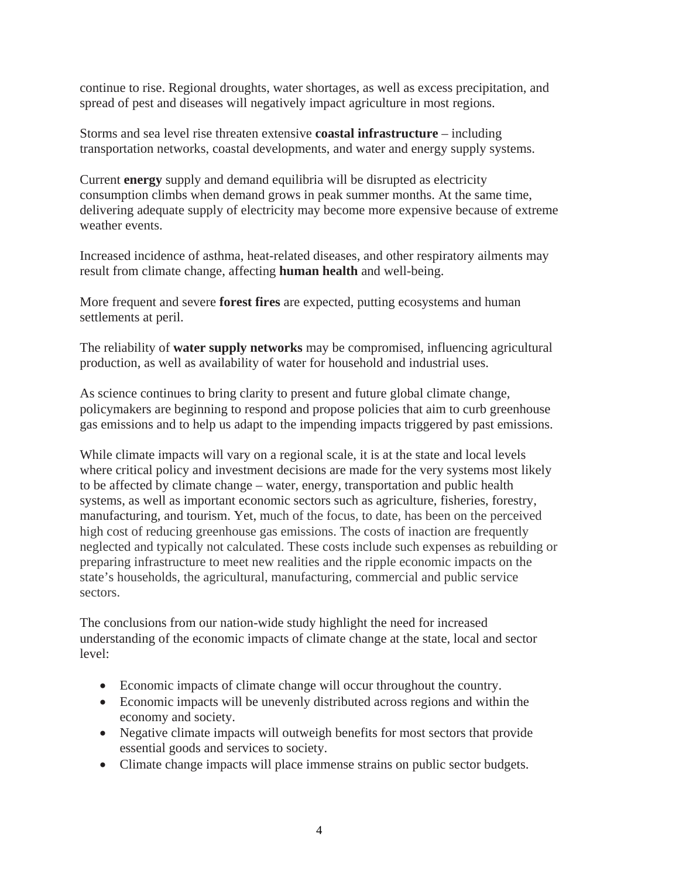continue to rise. Regional droughts, water shortages, as well as excess precipitation, and spread of pest and diseases will negatively impact agriculture in most regions.

Storms and sea level rise threaten extensive **coastal infrastructure** – including transportation networks, coastal developments, and water and energy supply systems.

Current **energy** supply and demand equilibria will be disrupted as electricity consumption climbs when demand grows in peak summer months. At the same time, delivering adequate supply of electricity may become more expensive because of extreme weather events.

Increased incidence of asthma, heat-related diseases, and other respiratory ailments may result from climate change, affecting **human health** and well-being.

More frequent and severe **forest fires** are expected, putting ecosystems and human settlements at peril.

The reliability of **water supply networks** may be compromised, influencing agricultural production, as well as availability of water for household and industrial uses.

As science continues to bring clarity to present and future global climate change, policymakers are beginning to respond and propose policies that aim to curb greenhouse gas emissions and to help us adapt to the impending impacts triggered by past emissions.

While climate impacts will vary on a regional scale, it is at the state and local levels where critical policy and investment decisions are made for the very systems most likely to be affected by climate change – water, energy, transportation and public health systems, as well as important economic sectors such as agriculture, fisheries, forestry, manufacturing, and tourism. Yet, much of the focus, to date, has been on the perceived high cost of reducing greenhouse gas emissions. The costs of inaction are frequently neglected and typically not calculated. These costs include such expenses as rebuilding or preparing infrastructure to meet new realities and the ripple economic impacts on the state's households, the agricultural, manufacturing, commercial and public service sectors.

The conclusions from our nation-wide study highlight the need for increased understanding of the economic impacts of climate change at the state, local and sector level:

- Economic impacts of climate change will occur throughout the country.
- Economic impacts will be unevenly distributed across regions and within the economy and society.
- Negative climate impacts will outweigh benefits for most sectors that provide essential goods and services to society.
- Climate change impacts will place immense strains on public sector budgets.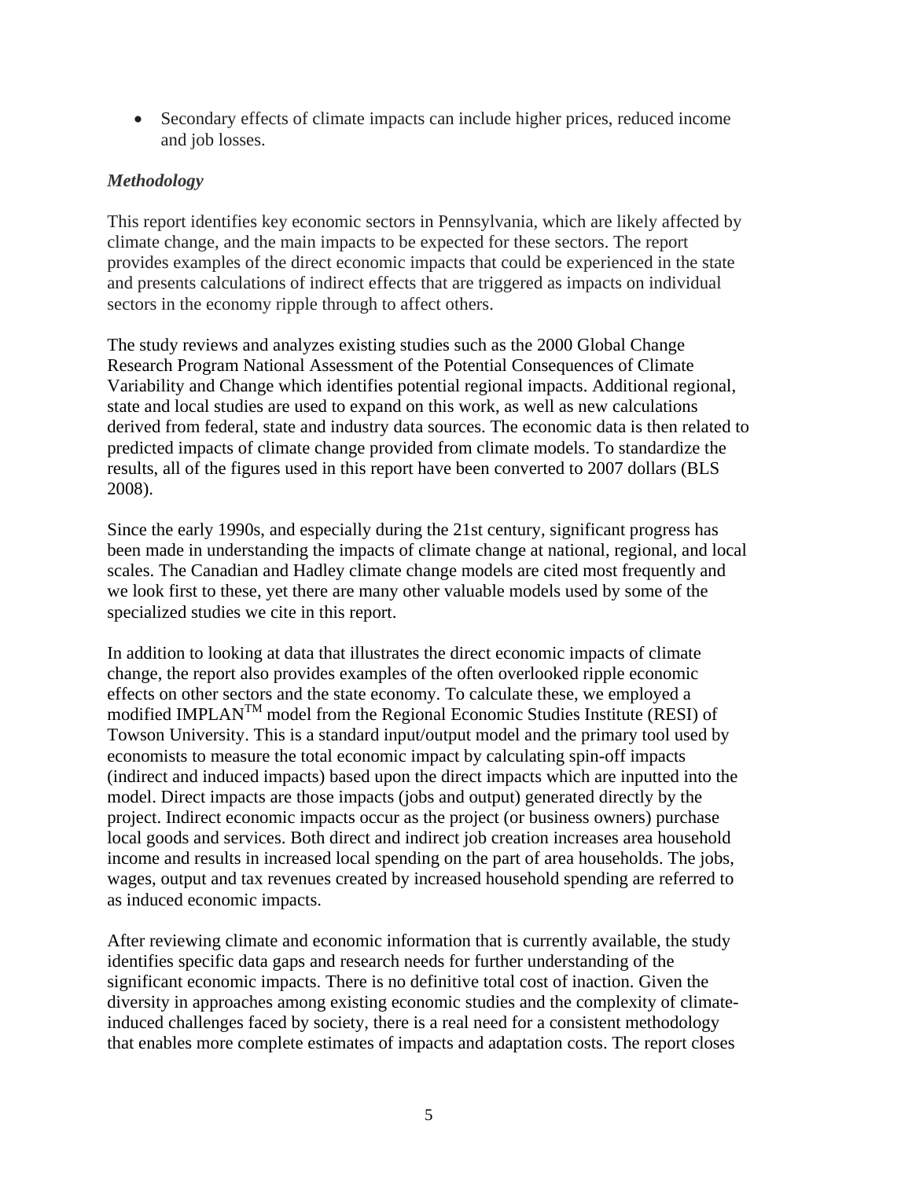- Secondary effects of climate impacts can include higher prices, reduced income and job losses.

### *Methodology*

This report identifies key economic sectors in Pennsylvania, which are likely affected by climate change, and the main impacts to be expected for these sectors. The report provides examples of the direct economic impacts that could be experienced in the state and presents calculations of indirect effects that are triggered as impacts on individual sectors in the economy ripple through to affect others.

The study reviews and analyzes existing studies such as the 2000 Global Change Research Program National Assessment of the Potential Consequences of Climate Variability and Change which identifies potential regional impacts. Additional regional, state and local studies are used to expand on this work, as well as new calculations derived from federal, state and industry data sources. The economic data is then related to predicted impacts of climate change provided from climate models. To standardize the results, all of the figures used in this report have been converted to 2007 dollars (BLS 2008).

Since the early 1990s, and especially during the 21st century, significant progress has been made in understanding the impacts of climate change at national, regional, and local scales. The Canadian and Hadley climate change models are cited most frequently and we look first to these, yet there are many other valuable models used by some of the specialized studies we cite in this report.

In addition to looking at data that illustrates the direct economic impacts of climate change, the report also provides examples of the often overlooked ripple economic effects on other sectors and the state economy. To calculate these, we employed a modified IMPLAN™ model from the Regional Economic Studies Institute (RESI) of Towson University. This is a standard input/output model and the primary tool used by economists to measure the total economic impact by calculating spin-off impacts (indirect and induced impacts) based upon the direct impacts which are inputted into the model. Direct impacts are those impacts (jobs and output) generated directly by the project. Indirect economic impacts occur as the project (or business owners) purchase local goods and services. Both direct and indirect job creation increases area household income and results in increased local spending on the part of area households. The jobs, wages, output and tax revenues created by increased household spending are referred to as induced economic impacts.

After reviewing climate and economic information that is currently available, the study identifies specific data gaps and research needs for further understanding of the significant economic impacts. There is no definitive total cost of inaction. Given the diversity in approaches among existing economic studies and the complexity of climate-induced challenges faced by society, there is a real need for a consistent methodology that enables more complete estimates of impacts and adaptation costs. The report closes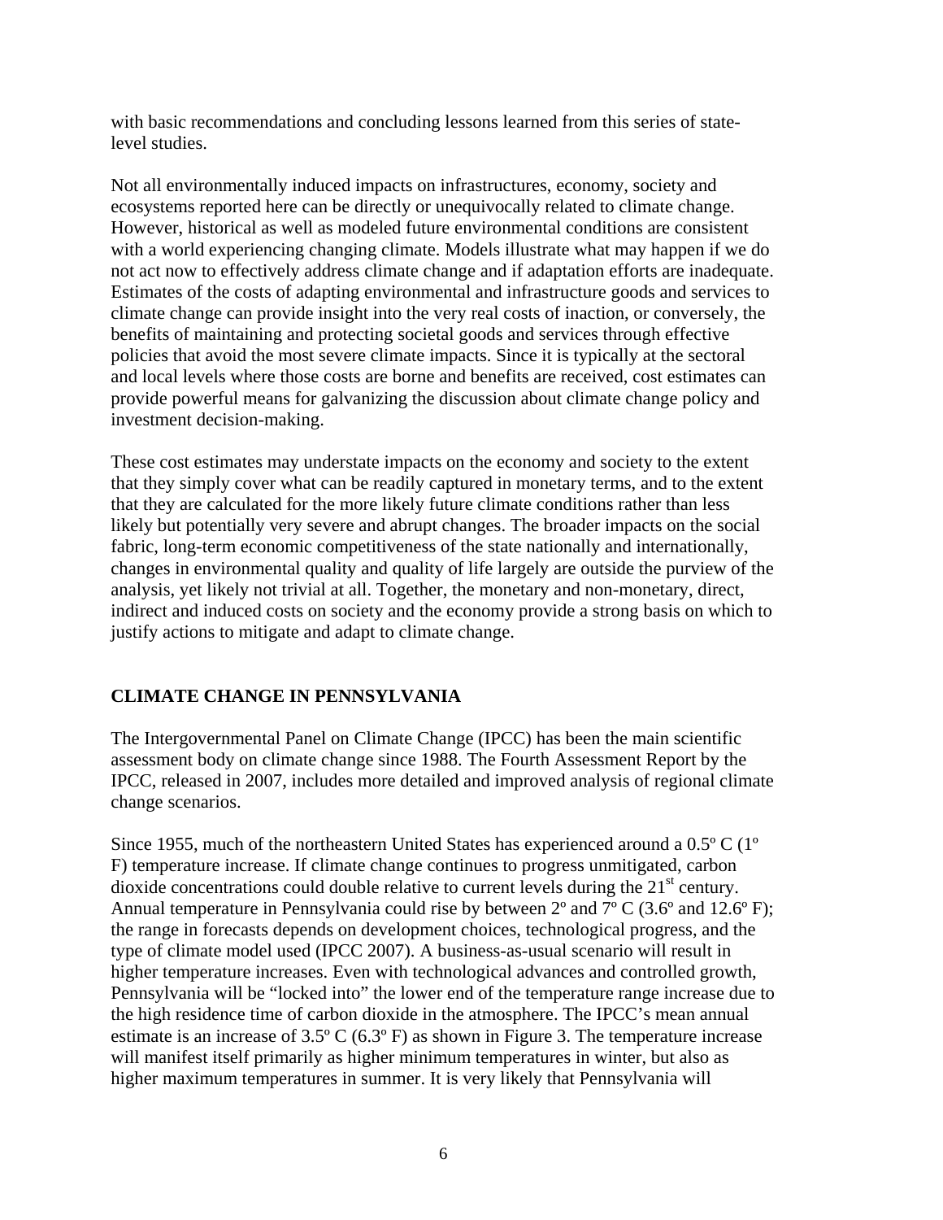with basic recommendations and concluding lessons learned from this series of state-level studies.

Not all environmentally induced impacts on infrastructures, economy, society and ecosystems reported here can be directly or unequivocally related to climate change. However, historical as well as modeled future environmental conditions are consistent with a world experiencing changing climate. Models illustrate what may happen if we do not act now to effectively address climate change and if adaptation efforts are inadequate. Estimates of the costs of adapting environmental and infrastructure goods and services to climate change can provide insight into the very real costs of inaction, or conversely, the benefits of maintaining and protecting societal goods and services through effective policies that avoid the most severe climate impacts. Since it is typically at the sectoral and local levels where those costs are borne and benefits are received, cost estimates can provide powerful means for galvanizing the discussion about climate change policy and investment decision-making.

These cost estimates may understate impacts on the economy and society to the extent that they simply cover what can be readily captured in monetary terms, and to the extent that they are calculated for the more likely future climate conditions rather than less likely but potentially very severe and abrupt changes. The broader impacts on the social fabric, long-term economic competitiveness of the state nationally and internationally, changes in environmental quality and quality of life largely are outside the purview of the analysis, yet likely not trivial at all. Together, the monetary and non-monetary, direct, indirect and induced costs on society and the economy provide a strong basis on which to justify actions to mitigate and adapt to climate change.

## CLIMATE CHANGE IN PENNSYLVANIA

The Intergovernmental Panel on Climate Change (IPCC) has been the main scientific assessment body on climate change since 1988. The Fourth Assessment Report by the IPCC, released in 2007, includes more detailed and improved analysis of regional climate change scenarios.

Since 1955, much of the northeastern United States has experienced around a 0.5º C (1º F) temperature increase. If climate change continues to progress unmitigated, carbon dioxide concentrations could double relative to current levels during the 21st century. Annual temperature in Pennsylvania could rise by between 2º and 7º C (3.6º and 12.6º F); the range in forecasts depends on development choices, technological progress, and the type of climate model used (IPCC 2007). A business-as-usual scenario will result in higher temperature increases. Even with technological advances and controlled growth, Pennsylvania will be "locked into" the lower end of the temperature range increase due to the high residence time of carbon dioxide in the atmosphere. The IPCC's mean annual estimate is an increase of 3.5º C (6.3º F) as shown in Figure 3. The temperature increase will manifest itself primarily as higher minimum temperatures in winter, but also as higher maximum temperatures in summer. It is very likely that Pennsylvania will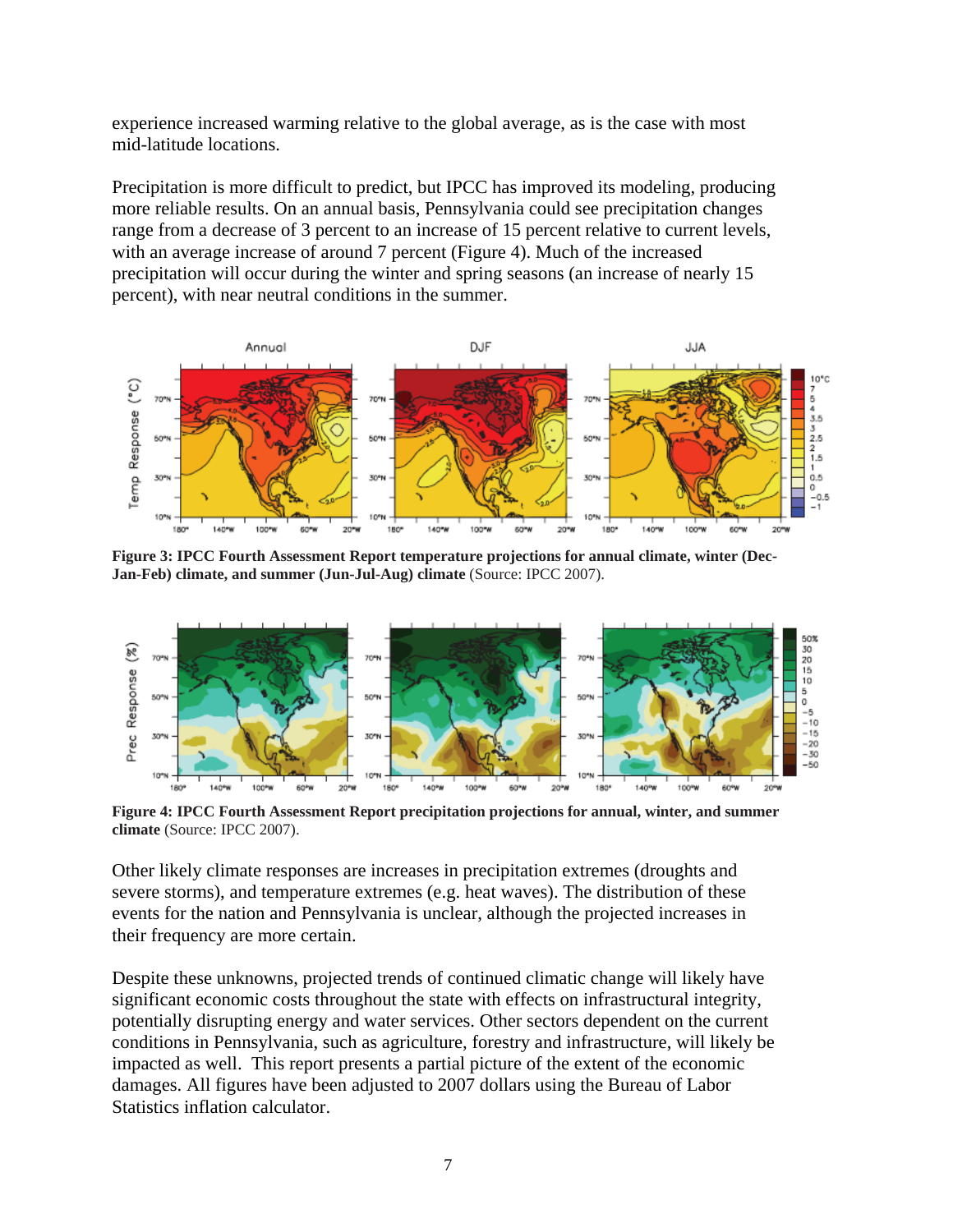experience increased warming relative to the global average, as is the case with most mid-latitude locations.

Precipitation is more difficult to predict, but IPCC has improved its modeling, producing more reliable results. On an annual basis, Pennsylvania could see precipitation changes range from a decrease of 3 percent to an increase of 15 percent relative to current levels, with an average increase of around 7 percent (Figure 4). Much of the increased precipitation will occur during the winter and spring seasons (an increase of nearly 15 percent), with near neutral conditions in the summer.

**Figure 3: IPCC Fourth Assessment Report temperature projections for annual climate, winter (Dec-Jan-Feb) climate, and summer (Jun-Jul-Aug) climate** (Source: IPCC 2007).

**Figure 4: IPCC Fourth Assessment Report precipitation projections for annual, winter, and summer climate** (Source: IPCC 2007).

Other likely climate responses are increases in precipitation extremes (droughts and severe storms), and temperature extremes (e.g. heat waves). The distribution of these events for the nation and Pennsylvania is unclear, although the projected increases in their frequency are more certain.

Despite these unknowns, projected trends of continued climatic change will likely have significant economic costs throughout the state with effects on infrastructural integrity, potentially disrupting energy and water services. Other sectors dependent on the current conditions in Pennsylvania, such as agriculture, forestry and infrastructure, will likely be impacted as well. This report presents a partial picture of the extent of the economic damages. All figures have been adjusted to 2007 dollars using the Bureau of Labor Statistics inflation calculator.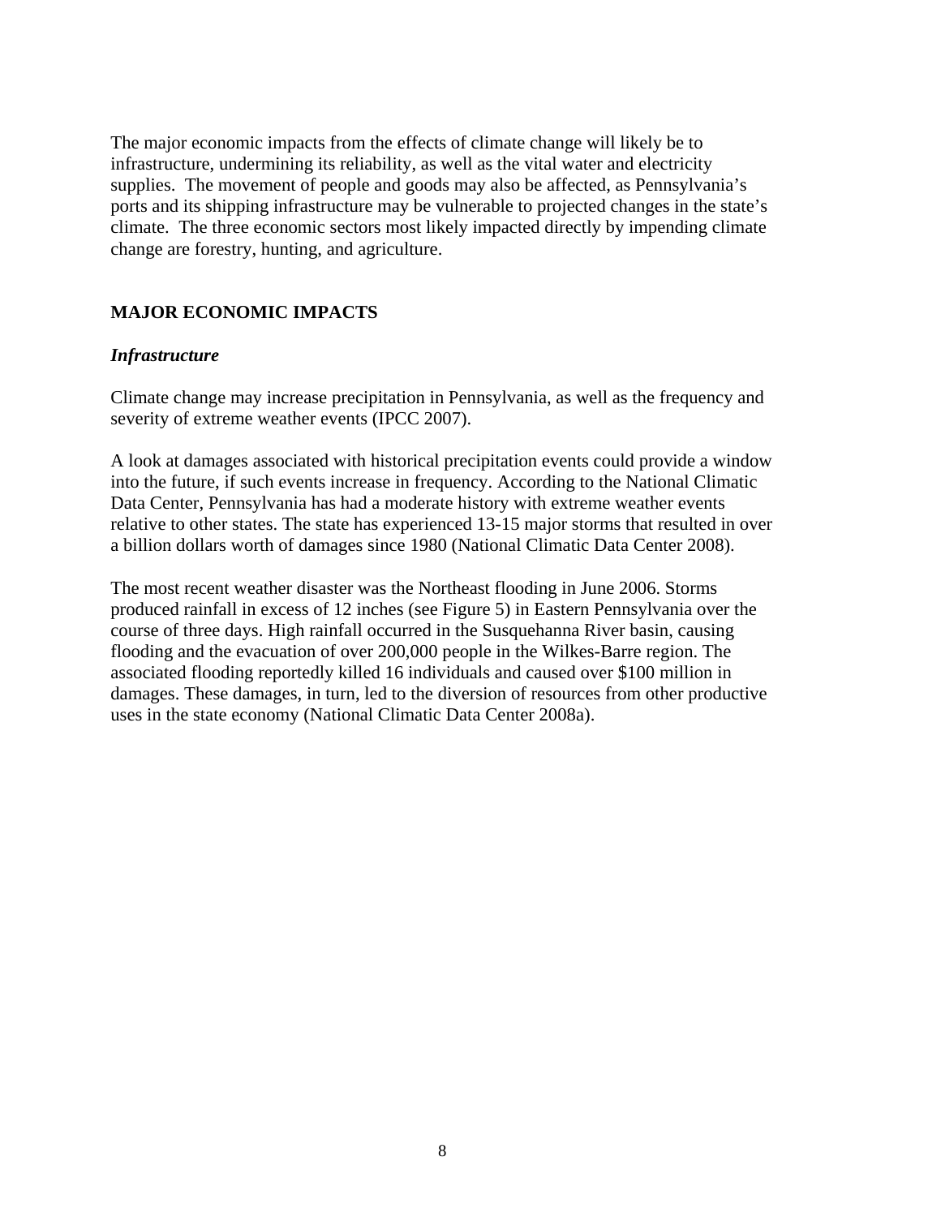The major economic impacts from the effects of climate change will likely be to infrastructure, undermining its reliability, as well as the vital water and electricity supplies. The movement of people and goods may also be affected, as Pennsylvania's ports and its shipping infrastructure may be vulnerable to projected changes in the state's climate. The three economic sectors most likely impacted directly by impending climate change are forestry, hunting, and agriculture.

## MAJOR ECONOMIC IMPACTS

### *Infrastructure*

Climate change may increase precipitation in Pennsylvania, as well as the frequency and severity of extreme weather events (IPCC 2007).

A look at damages associated with historical precipitation events could provide a window into the future, if such events increase in frequency. According to the National Climatic Data Center, Pennsylvania has had a moderate history with extreme weather events relative to other states. The state has experienced 13-15 major storms that resulted in over a billion dollars worth of damages since 1980 (National Climatic Data Center 2008).

The most recent weather disaster was the Northeast flooding in June 2006. Storms produced rainfall in excess of 12 inches (see Figure 5) in Eastern Pennsylvania over the course of three days. High rainfall occurred in the Susquehanna River basin, causing flooding and the evacuation of over 200,000 people in the Wilkes-Barre region. The associated flooding reportedly killed 16 individuals and caused over $100 million in damages. These damages, in turn, led to the diversion of resources from other productive uses in the state economy (National Climatic Data Center 2008a).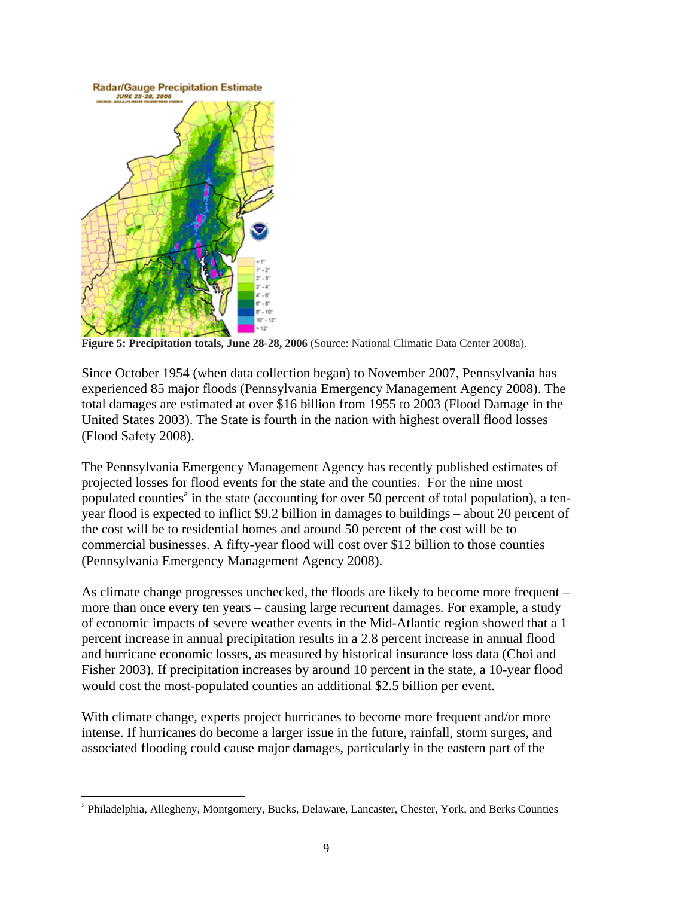**Figure 5: Precipitation totals, June 28-28, 2006** (Source: National Climatic Data Center 2008a).

Since October 1954 (when data collection began) to November 2007, Pennsylvania has experienced 85 major floods (Pennsylvania Emergency Management Agency 2008). The total damages are estimated at over $16 billion from 1955 to 2003 (Flood Damage in the United States 2003). The State is fourth in the nation with highest overall flood losses (Flood Safety 2008).

The Pennsylvania Emergency Management Agency has recently published estimates of projected losses for flood events for the state and the counties. For the nine most populated counties[a] in the state (accounting for over 50 percent of total population), a ten-year flood is expected to inflict $9.2 billion in damages to buildings – about 20 percent of the cost will be to residential homes and around 50 percent of the cost will be to commercial businesses. A fifty-year flood will cost over $12 billion to those counties (Pennsylvania Emergency Management Agency 2008).

As climate change progresses unchecked, the floods are likely to become more frequent – more than once every ten years – causing large recurrent damages. For example, a study of economic impacts of severe weather events in the Mid-Atlantic region showed that a 1 percent increase in annual precipitation results in a 2.8 percent increase in annual flood and hurricane economic losses, as measured by historical insurance loss data (Choi and Fisher 2003). If precipitation increases by around 10 percent in the state, a 10-year flood would cost the most-populated counties an additional $2.5 billion per event.

With climate change, experts project hurricanes to become more frequent and/or more intense. If hurricanes do become a larger issue in the future, rainfall, storm surges, and associated flooding could cause major damages, particularly in the eastern part of the

[a] Philadelphia, Allegheny, Montgomery, Bucks, Delaware, Lancaster, Chester, York, and Berks Counties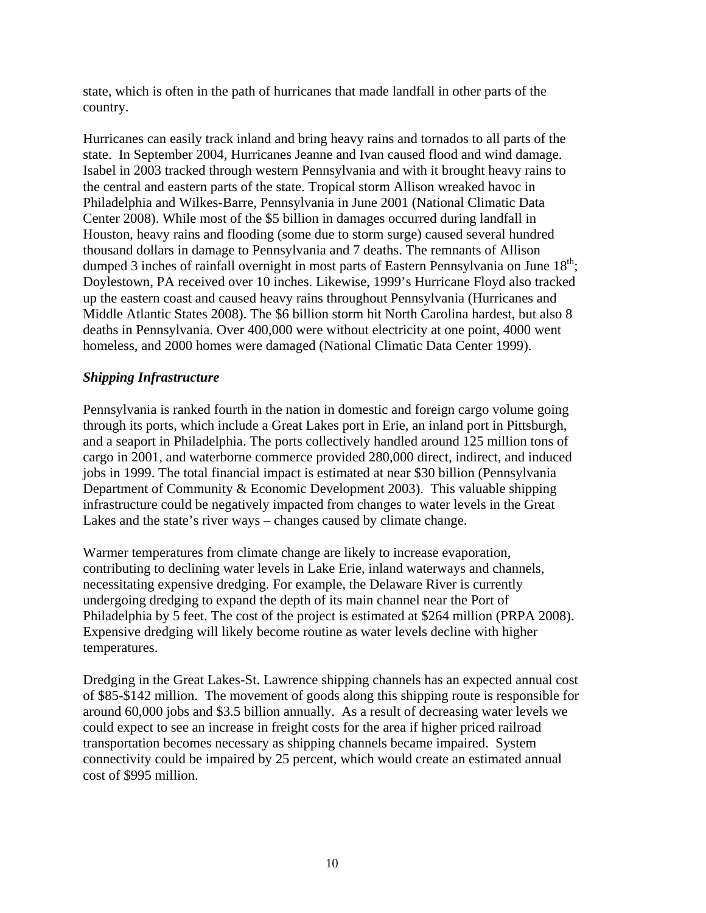state, which is often in the path of hurricanes that made landfall in other parts of the country.

Hurricanes can easily track inland and bring heavy rains and tornados to all parts of the state. In September 2004, Hurricanes Jeanne and Ivan caused flood and wind damage. Isabel in 2003 tracked through western Pennsylvania and with it brought heavy rains to the central and eastern parts of the state. Tropical storm Allison wreaked havoc in Philadelphia and Wilkes-Barre, Pennsylvania in June 2001 (National Climatic Data Center 2008). While most of the $5 billion in damages occurred during landfall in Houston, heavy rains and flooding (some due to storm surge) caused several hundred thousand dollars in damage to Pennsylvania and 7 deaths. The remnants of Allison dumped 3 inches of rainfall overnight in most parts of Eastern Pennsylvania on June 18th; Doylestown, PA received over 10 inches. Likewise, 1999's Hurricane Floyd also tracked up the eastern coast and caused heavy rains throughout Pennsylvania (Hurricanes and Middle Atlantic States 2008). The $6 billion storm hit North Carolina hardest, but also 8 deaths in Pennsylvania. Over 400,000 were without electricity at one point, 4000 went homeless, and 2000 homes were damaged (National Climatic Data Center 1999).

### *Shipping Infrastructure*

Pennsylvania is ranked fourth in the nation in domestic and foreign cargo volume going through its ports, which include a Great Lakes port in Erie, an inland port in Pittsburgh, and a seaport in Philadelphia. The ports collectively handled around 125 million tons of cargo in 2001, and waterborne commerce provided 280,000 direct, indirect, and induced jobs in 1999. The total financial impact is estimated at near $30 billion (Pennsylvania Department of Community & Economic Development 2003). This valuable shipping infrastructure could be negatively impacted from changes to water levels in the Great Lakes and the state's river ways – changes caused by climate change.

Warmer temperatures from climate change are likely to increase evaporation, contributing to declining water levels in Lake Erie, inland waterways and channels, necessitating expensive dredging. For example, the Delaware River is currently undergoing dredging to expand the depth of its main channel near the Port of Philadelphia by 5 feet. The cost of the project is estimated at $264 million (PRPA 2008). Expensive dredging will likely become routine as water levels decline with higher temperatures.

Dredging in the Great Lakes-St. Lawrence shipping channels has an expected annual cost of $85-$142 million. The movement of goods along this shipping route is responsible for around 60,000 jobs and $3.5 billion annually. As a result of decreasing water levels we could expect to see an increase in freight costs for the area if higher priced railroad transportation becomes necessary as shipping channels became impaired. System connectivity could be impaired by 25 percent, which would create an estimated annual cost of $995 million.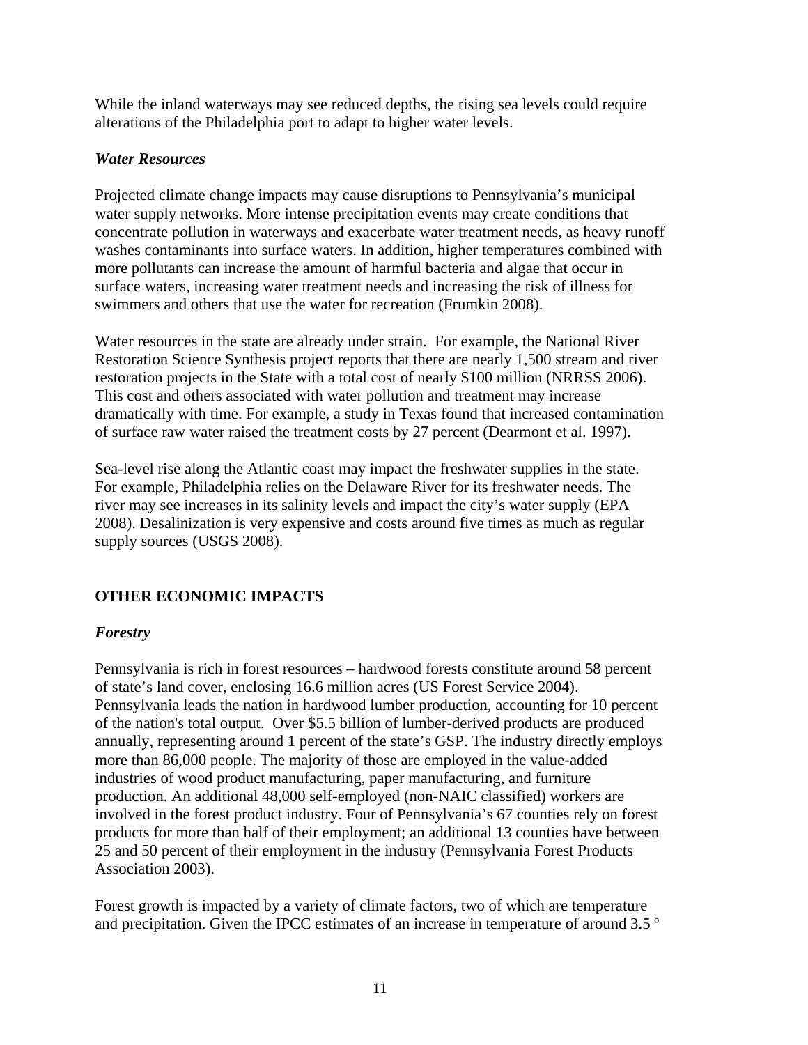While the inland waterways may see reduced depths, the rising sea levels could require alterations of the Philadelphia port to adapt to higher water levels.

### *Water Resources*

Projected climate change impacts may cause disruptions to Pennsylvania's municipal water supply networks. More intense precipitation events may create conditions that concentrate pollution in waterways and exacerbate water treatment needs, as heavy runoff washes contaminants into surface waters. In addition, higher temperatures combined with more pollutants can increase the amount of harmful bacteria and algae that occur in surface waters, increasing water treatment needs and increasing the risk of illness for swimmers and others that use the water for recreation (Frumkin 2008).

Water resources in the state are already under strain. For example, the National River Restoration Science Synthesis project reports that there are nearly 1,500 stream and river restoration projects in the State with a total cost of nearly $100 million (NRRSS 2006). This cost and others associated with water pollution and treatment may increase dramatically with time. For example, a study in Texas found that increased contamination of surface raw water raised the treatment costs by 27 percent (Dearmont et al. 1997).

Sea-level rise along the Atlantic coast may impact the freshwater supplies in the state. For example, Philadelphia relies on the Delaware River for its freshwater needs. The river may see increases in its salinity levels and impact the city's water supply (EPA 2008). Desalinization is very expensive and costs around five times as much as regular supply sources (USGS 2008).

## OTHER ECONOMIC IMPACTS

### *Forestry*

Pennsylvania is rich in forest resources – hardwood forests constitute around 58 percent of state's land cover, enclosing 16.6 million acres (US Forest Service 2004). Pennsylvania leads the nation in hardwood lumber production, accounting for 10 percent of the nation's total output. Over $5.5 billion of lumber-derived products are produced annually, representing around 1 percent of the state's GSP. The industry directly employs more than 86,000 people. The majority of those are employed in the value-added industries of wood product manufacturing, paper manufacturing, and furniture production. An additional 48,000 self-employed (non-NAIC classified) workers are involved in the forest product industry. Four of Pennsylvania's 67 counties rely on forest products for more than half of their employment; an additional 13 counties have between 25 and 50 percent of their employment in the industry (Pennsylvania Forest Products Association 2003).

Forest growth is impacted by a variety of climate factors, two of which are temperature and precipitation. Given the IPCC estimates of an increase in temperature of around 3.5 º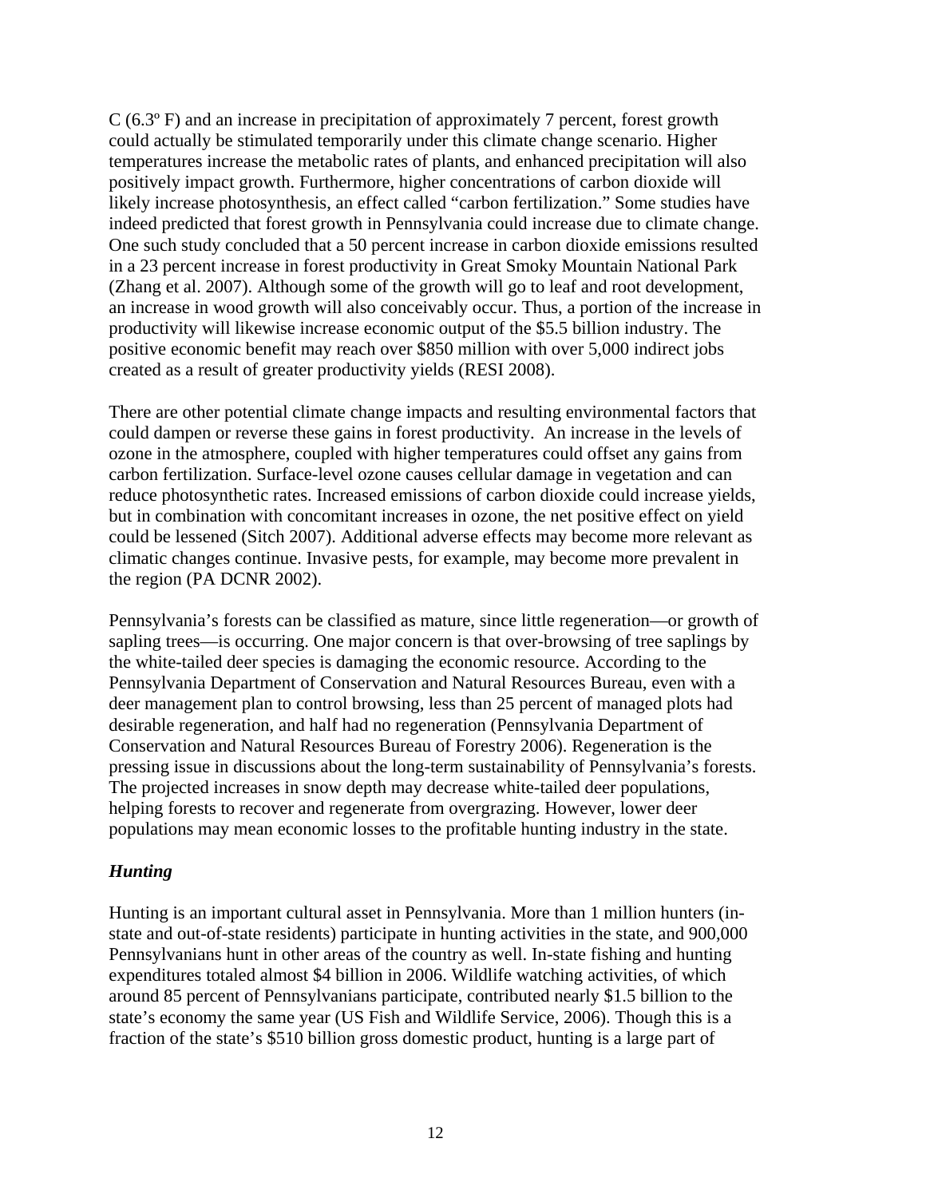C (6.3º F) and an increase in precipitation of approximately 7 percent, forest growth could actually be stimulated temporarily under this climate change scenario. Higher temperatures increase the metabolic rates of plants, and enhanced precipitation will also positively impact growth. Furthermore, higher concentrations of carbon dioxide will likely increase photosynthesis, an effect called "carbon fertilization." Some studies have indeed predicted that forest growth in Pennsylvania could increase due to climate change. One such study concluded that a 50 percent increase in carbon dioxide emissions resulted in a 23 percent increase in forest productivity in Great Smoky Mountain National Park (Zhang et al. 2007). Although some of the growth will go to leaf and root development, an increase in wood growth will also conceivably occur. Thus, a portion of the increase in productivity will likewise increase economic output of the $5.5 billion industry. The positive economic benefit may reach over $850 million with over 5,000 indirect jobs created as a result of greater productivity yields (RESI 2008).

There are other potential climate change impacts and resulting environmental factors that could dampen or reverse these gains in forest productivity. An increase in the levels of ozone in the atmosphere, coupled with higher temperatures could offset any gains from carbon fertilization. Surface-level ozone causes cellular damage in vegetation and can reduce photosynthetic rates. Increased emissions of carbon dioxide could increase yields, but in combination with concomitant increases in ozone, the net positive effect on yield could be lessened (Sitch 2007). Additional adverse effects may become more relevant as climatic changes continue. Invasive pests, for example, may become more prevalent in the region (PA DCNR 2002).

Pennsylvania's forests can be classified as mature, since little regeneration—or growth of sapling trees—is occurring. One major concern is that over-browsing of tree saplings by the white-tailed deer species is damaging the economic resource. According to the Pennsylvania Department of Conservation and Natural Resources Bureau, even with a deer management plan to control browsing, less than 25 percent of managed plots had desirable regeneration, and half had no regeneration (Pennsylvania Department of Conservation and Natural Resources Bureau of Forestry 2006). Regeneration is the pressing issue in discussions about the long-term sustainability of Pennsylvania's forests. The projected increases in snow depth may decrease white-tailed deer populations, helping forests to recover and regenerate from overgrazing. However, lower deer populations may mean economic losses to the profitable hunting industry in the state.

### *Hunting*

Hunting is an important cultural asset in Pennsylvania. More than 1 million hunters (in-state and out-of-state residents) participate in hunting activities in the state, and 900,000 Pennsylvanians hunt in other areas of the country as well. In-state fishing and hunting expenditures totaled almost $4 billion in 2006. Wildlife watching activities, of which around 85 percent of Pennsylvanians participate, contributed nearly $1.5 billion to the state's economy the same year (US Fish and Wildlife Service, 2006). Though this is a fraction of the state's $510 billion gross domestic product, hunting is a large part of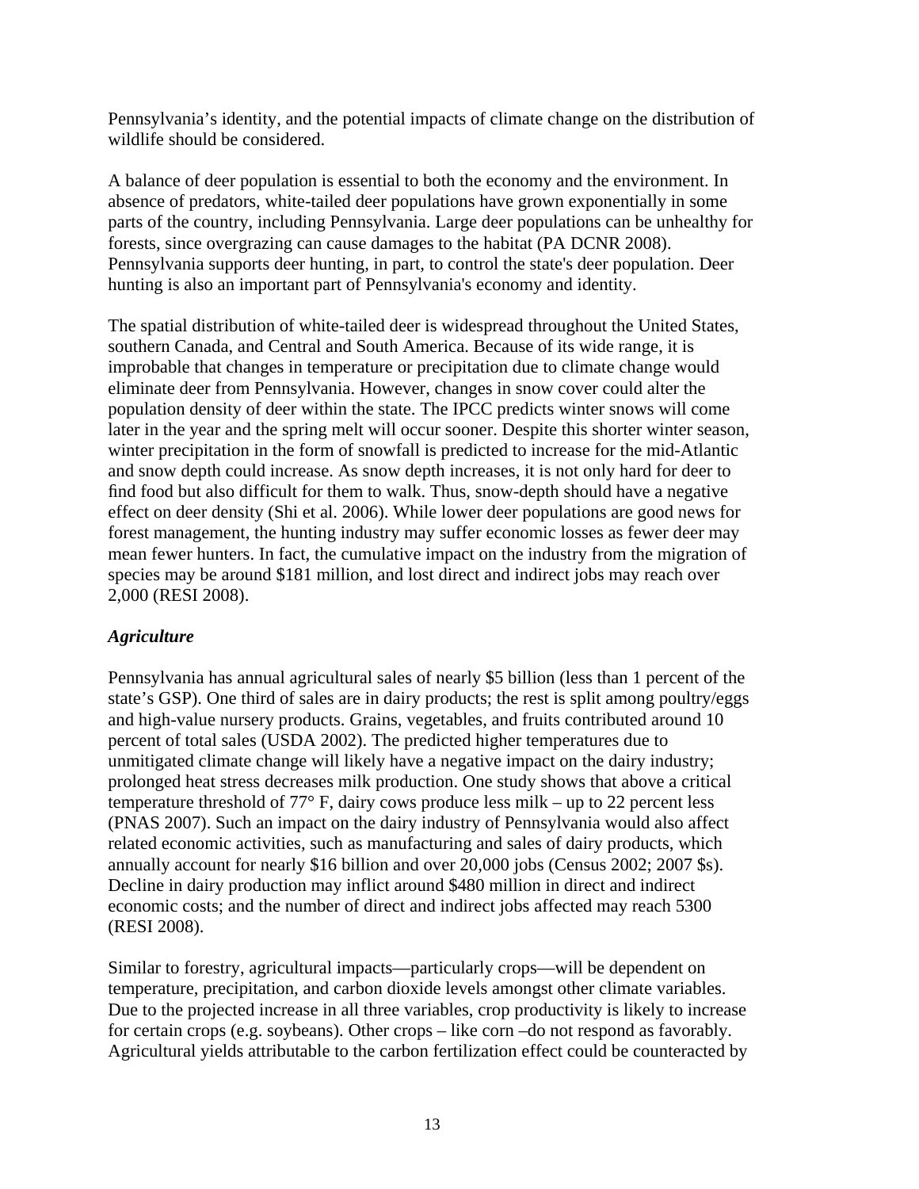Pennsylvania's identity, and the potential impacts of climate change on the distribution of wildlife should be considered.

A balance of deer population is essential to both the economy and the environment. In absence of predators, white-tailed deer populations have grown exponentially in some parts of the country, including Pennsylvania. Large deer populations can be unhealthy for forests, since overgrazing can cause damages to the habitat (PA DCNR 2008). Pennsylvania supports deer hunting, in part, to control the state's deer population. Deer hunting is also an important part of Pennsylvania's economy and identity.

The spatial distribution of white-tailed deer is widespread throughout the United States, southern Canada, and Central and South America. Because of its wide range, it is improbable that changes in temperature or precipitation due to climate change would eliminate deer from Pennsylvania. However, changes in snow cover could alter the population density of deer within the state. The IPCC predicts winter snows will come later in the year and the spring melt will occur sooner. Despite this shorter winter season, winter precipitation in the form of snowfall is predicted to increase for the mid-Atlantic and snow depth could increase. As snow depth increases, it is not only hard for deer to find food but also difficult for them to walk. Thus, snow-depth should have a negative effect on deer density (Shi et al. 2006). While lower deer populations are good news for forest management, the hunting industry may suffer economic losses as fewer deer may mean fewer hunters. In fact, the cumulative impact on the industry from the migration of species may be around $181 million, and lost direct and indirect jobs may reach over 2,000 (RESI 2008).

### *Agriculture*

Pennsylvania has annual agricultural sales of nearly $5 billion (less than 1 percent of the state's GSP). One third of sales are in dairy products; the rest is split among poultry/eggs and high-value nursery products. Grains, vegetables, and fruits contributed around 10 percent of total sales (USDA 2002). The predicted higher temperatures due to unmitigated climate change will likely have a negative impact on the dairy industry; prolonged heat stress decreases milk production. One study shows that above a critical temperature threshold of 77° F, dairy cows produce less milk – up to 22 percent less (PNAS 2007). Such an impact on the dairy industry of Pennsylvania would also affect related economic activities, such as manufacturing and sales of dairy products, which annually account for nearly $16 billion and over 20,000 jobs (Census 2002; 2007 $s). Decline in dairy production may inflict around $480 million in direct and indirect economic costs; and the number of direct and indirect jobs affected may reach 5300 (RESI 2008).

Similar to forestry, agricultural impacts—particularly crops—will be dependent on temperature, precipitation, and carbon dioxide levels amongst other climate variables. Due to the projected increase in all three variables, crop productivity is likely to increase for certain crops (e.g. soybeans). Other crops – like corn –do not respond as favorably. Agricultural yields attributable to the carbon fertilization effect could be counteracted by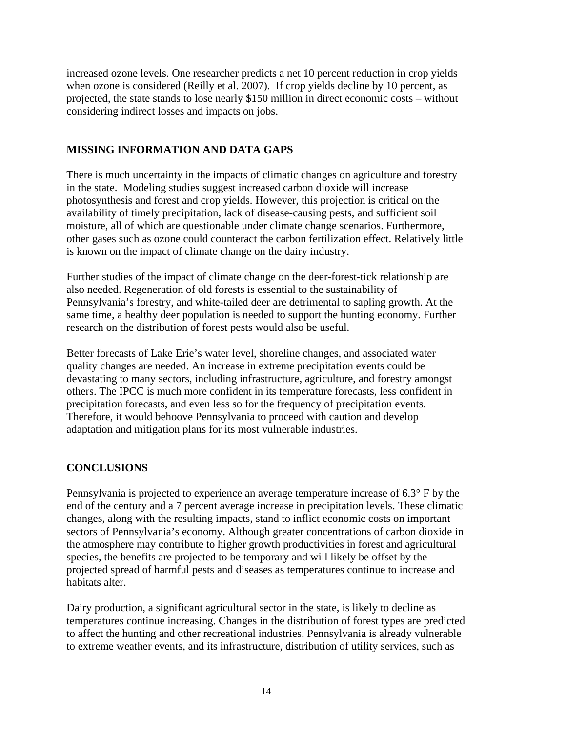increased ozone levels. One researcher predicts a net 10 percent reduction in crop yields when ozone is considered (Reilly et al. 2007). If crop yields decline by 10 percent, as projected, the state stands to lose nearly $150 million in direct economic costs – without considering indirect losses and impacts on jobs.

## MISSING INFORMATION AND DATA GAPS

There is much uncertainty in the impacts of climatic changes on agriculture and forestry in the state. Modeling studies suggest increased carbon dioxide will increase photosynthesis and forest and crop yields. However, this projection is critical on the availability of timely precipitation, lack of disease-causing pests, and sufficient soil moisture, all of which are questionable under climate change scenarios. Furthermore, other gases such as ozone could counteract the carbon fertilization effect. Relatively little is known on the impact of climate change on the dairy industry.

Further studies of the impact of climate change on the deer-forest-tick relationship are also needed. Regeneration of old forests is essential to the sustainability of Pennsylvania's forestry, and white-tailed deer are detrimental to sapling growth. At the same time, a healthy deer population is needed to support the hunting economy. Further research on the distribution of forest pests would also be useful.

Better forecasts of Lake Erie's water level, shoreline changes, and associated water quality changes are needed. An increase in extreme precipitation events could be devastating to many sectors, including infrastructure, agriculture, and forestry amongst others. The IPCC is much more confident in its temperature forecasts, less confident in precipitation forecasts, and even less so for the frequency of precipitation events. Therefore, it would behoove Pennsylvania to proceed with caution and develop adaptation and mitigation plans for its most vulnerable industries.

## CONCLUSIONS

Pennsylvania is projected to experience an average temperature increase of 6.3° F by the end of the century and a 7 percent average increase in precipitation levels. These climatic changes, along with the resulting impacts, stand to inflict economic costs on important sectors of Pennsylvania's economy. Although greater concentrations of carbon dioxide in the atmosphere may contribute to higher growth productivities in forest and agricultural species, the benefits are projected to be temporary and will likely be offset by the projected spread of harmful pests and diseases as temperatures continue to increase and habitats alter.

Dairy production, a significant agricultural sector in the state, is likely to decline as temperatures continue increasing. Changes in the distribution of forest types are predicted to affect the hunting and other recreational industries. Pennsylvania is already vulnerable to extreme weather events, and its infrastructure, distribution of utility services, such as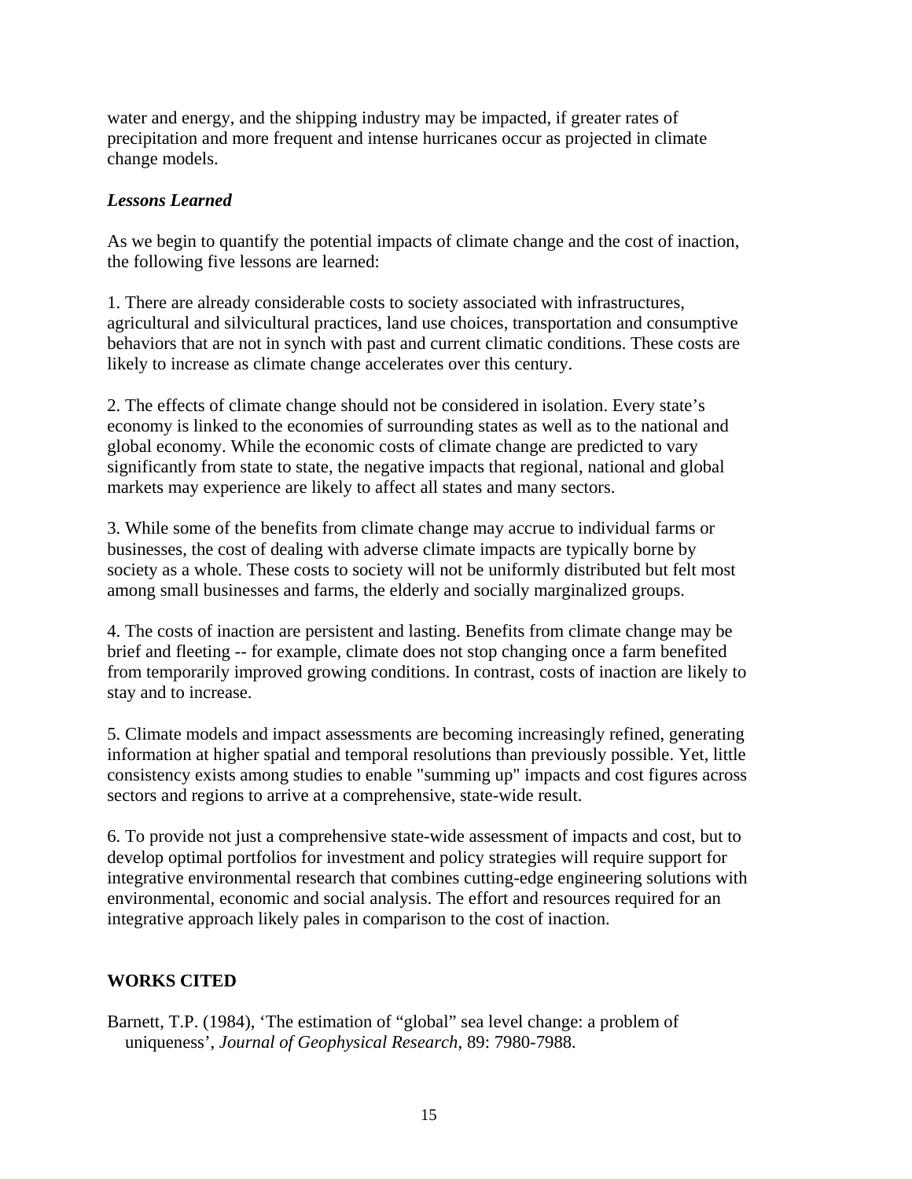water and energy, and the shipping industry may be impacted, if greater rates of precipitation and more frequent and intense hurricanes occur as projected in climate change models.

### *Lessons Learned*

As we begin to quantify the potential impacts of climate change and the cost of inaction, the following five lessons are learned:

1. There are already considerable costs to society associated with infrastructures, agricultural and silvicultural practices, land use choices, transportation and consumptive behaviors that are not in synch with past and current climatic conditions. These costs are likely to increase as climate change accelerates over this century.

2. The effects of climate change should not be considered in isolation. Every state's economy is linked to the economies of surrounding states as well as to the national and global economy. While the economic costs of climate change are predicted to vary significantly from state to state, the negative impacts that regional, national and global markets may experience are likely to affect all states and many sectors.

3. While some of the benefits from climate change may accrue to individual farms or businesses, the cost of dealing with adverse climate impacts are typically borne by society as a whole. These costs to society will not be uniformly distributed but felt most among small businesses and farms, the elderly and socially marginalized groups.

4. The costs of inaction are persistent and lasting. Benefits from climate change may be brief and fleeting -- for example, climate does not stop changing once a farm benefited from temporarily improved growing conditions. In contrast, costs of inaction are likely to stay and to increase.

5. Climate models and impact assessments are becoming increasingly refined, generating information at higher spatial and temporal resolutions than previously possible. Yet, little consistency exists among studies to enable "summing up" impacts and cost figures across sectors and regions to arrive at a comprehensive, state-wide result.

6. To provide not just a comprehensive state-wide assessment of impacts and cost, but to develop optimal portfolios for investment and policy strategies will require support for integrative environmental research that combines cutting-edge engineering solutions with environmental, economic and social analysis. The effort and resources required for an integrative approach likely pales in comparison to the cost of inaction.

## WORKS CITED

Barnett, T.P. (1984), 'The estimation of "global" sea level change: a problem of uniqueness', *Journal of Geophysical Research*, 89: 7980-7988.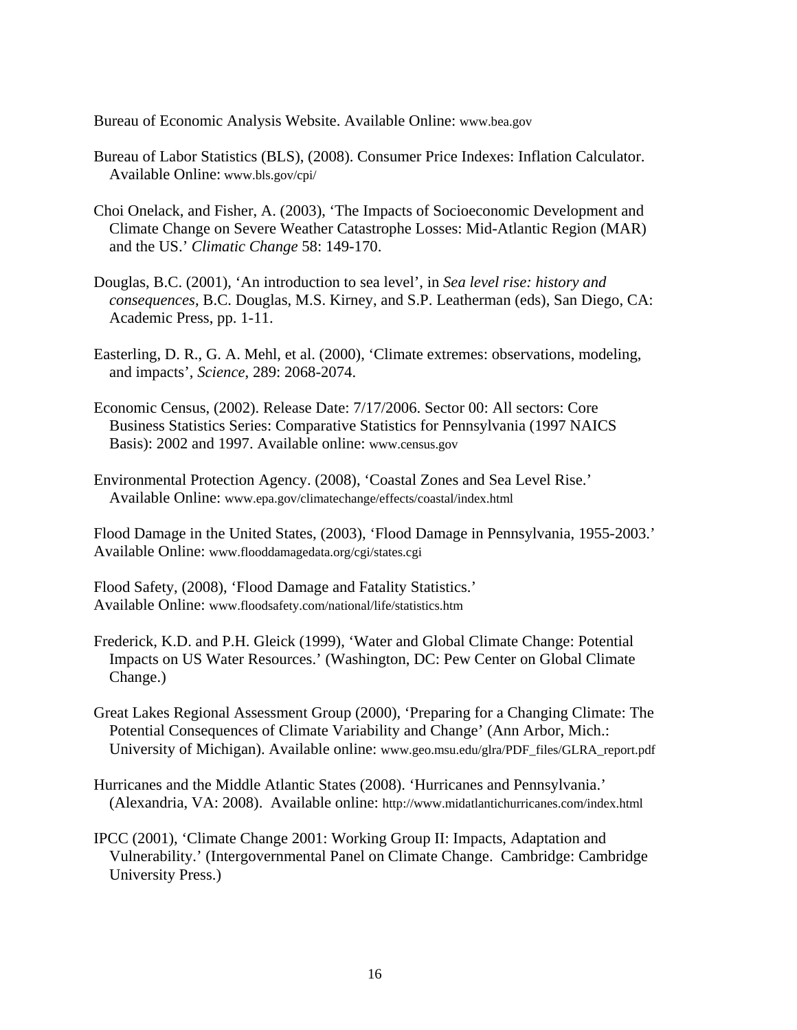Bureau of Economic Analysis Website. Available Online: www.bea.gov

Bureau of Labor Statistics (BLS), (2008). Consumer Price Indexes: Inflation Calculator. Available Online: www.bls.gov/cpi/

Choi Onelack, and Fisher, A. (2003), 'The Impacts of Socioeconomic Development and Climate Change on Severe Weather Catastrophe Losses: Mid-Atlantic Region (MAR) and the US.' *Climatic Change* 58: 149-170.

Douglas, B.C. (2001), 'An introduction to sea level', in *Sea level rise: history and consequences*, B.C. Douglas, M.S. Kirney, and S.P. Leatherman (eds), San Diego, CA: Academic Press, pp. 1-11.

Easterling, D. R., G. A. Mehl, et al. (2000), 'Climate extremes: observations, modeling, and impacts', *Science*, 289: 2068-2074.

Economic Census, (2002). Release Date: 7/17/2006. Sector 00: All sectors: Core Business Statistics Series: Comparative Statistics for Pennsylvania (1997 NAICS Basis): 2002 and 1997. Available online: www.census.gov

Environmental Protection Agency. (2008), 'Coastal Zones and Sea Level Rise.' Available Online: www.epa.gov/climatechange/effects/coastal/index.html

Flood Damage in the United States, (2003), 'Flood Damage in Pennsylvania, 1955-2003.' Available Online: www.flooddamagedata.org/cgi/states.cgi

Flood Safety, (2008), 'Flood Damage and Fatality Statistics.' Available Online: www.floodsafety.com/national/life/statistics.htm

Frederick, K.D. and P.H. Gleick (1999), 'Water and Global Climate Change: Potential Impacts on US Water Resources.' (Washington, DC: Pew Center on Global Climate Change.)

Great Lakes Regional Assessment Group (2000), 'Preparing for a Changing Climate: The Potential Consequences of Climate Variability and Change' (Ann Arbor, Mich.: University of Michigan). Available online: www.geo.msu.edu/glra/PDF_files/GLRA_report.pdf

Hurricanes and the Middle Atlantic States (2008). 'Hurricanes and Pennsylvania.' (Alexandria, VA: 2008). Available online: http://www.midatlantichurricanes.com/index.html

IPCC (2001), 'Climate Change 2001: Working Group II: Impacts, Adaptation and Vulnerability.' (Intergovernmental Panel on Climate Change. Cambridge: Cambridge University Press.)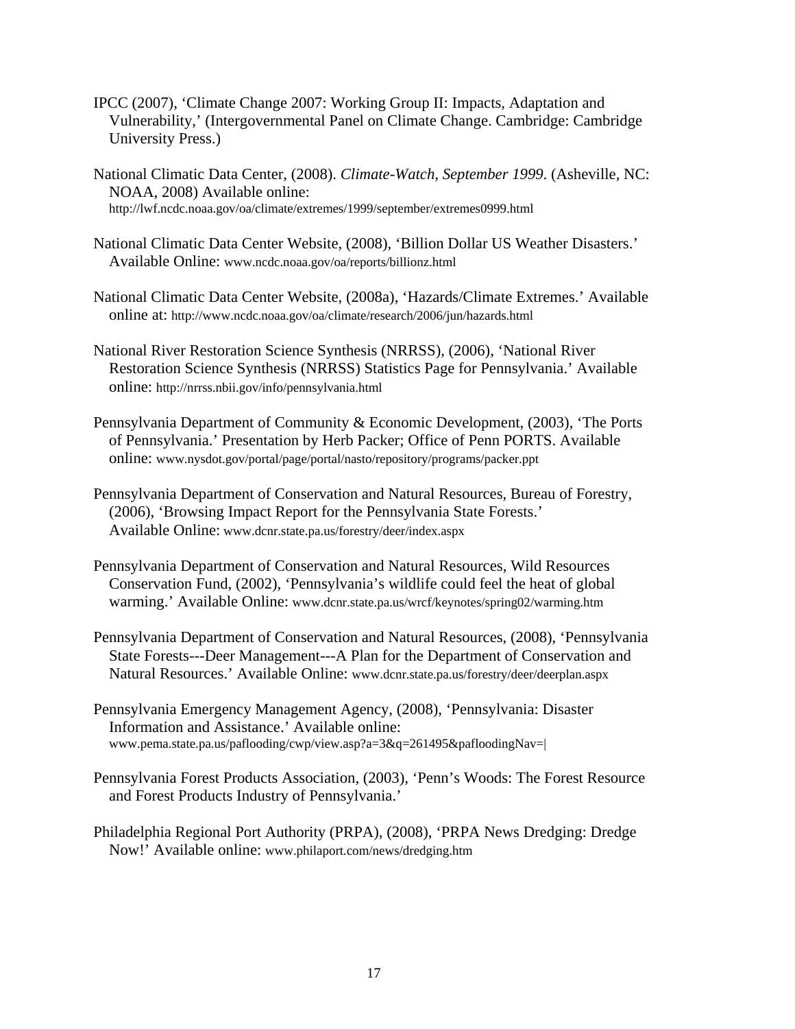IPCC (2007), 'Climate Change 2007: Working Group II: Impacts, Adaptation and Vulnerability,' (Intergovernmental Panel on Climate Change. Cambridge: Cambridge University Press.)

National Climatic Data Center, (2008). *Climate-Watch, September 1999*. (Asheville, NC: NOAA, 2008) Available online: http://lwf.ncdc.noaa.gov/oa/climate/extremes/1999/september/extremes0999.html

National Climatic Data Center Website, (2008), 'Billion Dollar US Weather Disasters.' Available Online: www.ncdc.noaa.gov/oa/reports/billionz.html

National Climatic Data Center Website, (2008a), 'Hazards/Climate Extremes.' Available online at: http://www.ncdc.noaa.gov/oa/climate/research/2006/jun/hazards.html

National River Restoration Science Synthesis (NRRSS), (2006), 'National River Restoration Science Synthesis (NRRSS) Statistics Page for Pennsylvania.' Available online: http://nrrss.nbii.gov/info/pennsylvania.html

Pennsylvania Department of Community & Economic Development, (2003), 'The Ports of Pennsylvania.' Presentation by Herb Packer; Office of Penn PORTS. Available online: www.nysdot.gov/portal/page/portal/nasto/repository/programs/packer.ppt

Pennsylvania Department of Conservation and Natural Resources, Bureau of Forestry, (2006), 'Browsing Impact Report for the Pennsylvania State Forests.' Available Online: www.dcnr.state.pa.us/forestry/deer/index.aspx

Pennsylvania Department of Conservation and Natural Resources, Wild Resources Conservation Fund, (2002), 'Pennsylvania's wildlife could feel the heat of global warming.' Available Online: www.dcnr.state.pa.us/wrcf/keynotes/spring02/warming.htm

Pennsylvania Department of Conservation and Natural Resources, (2008), 'Pennsylvania State Forests---Deer Management---A Plan for the Department of Conservation and Natural Resources.' Available Online: www.dcnr.state.pa.us/forestry/deer/deerplan.aspx

Pennsylvania Emergency Management Agency, (2008), 'Pennsylvania: Disaster Information and Assistance.' Available online: www.pema.state.pa.us/paflooding/cwp/view.asp?a=3&q=261495&pafloodingNav=|

Pennsylvania Forest Products Association, (2003), 'Penn's Woods: The Forest Resource and Forest Products Industry of Pennsylvania.'

Philadelphia Regional Port Authority (PRPA), (2008), 'PRPA News Dredging: Dredge Now!' Available online: www.philaport.com/news/dredging.htm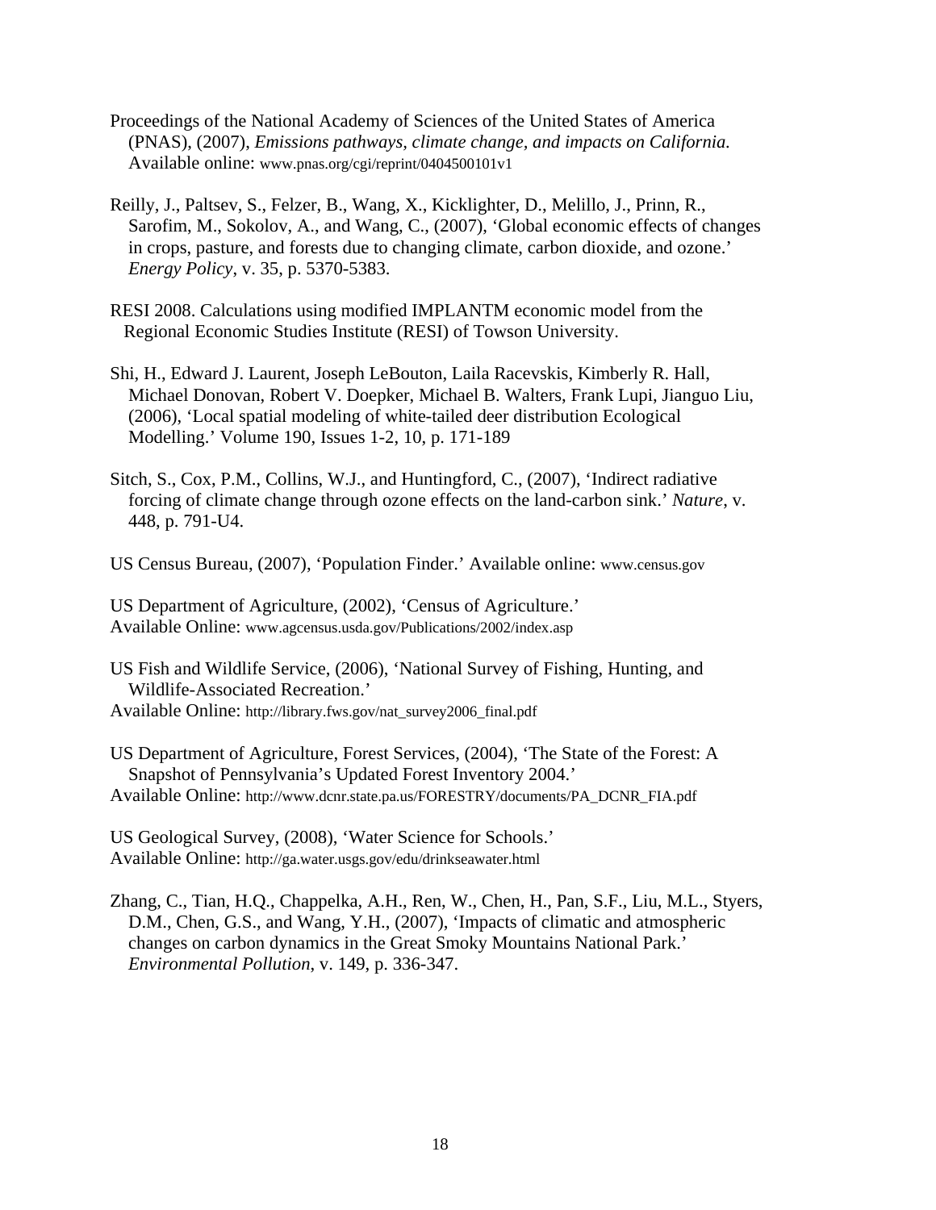Proceedings of the National Academy of Sciences of the United States of America (PNAS), (2007), *Emissions pathways, climate change, and impacts on California.* Available online: www.pnas.org/cgi/reprint/0404500101v1

Reilly, J., Paltsev, S., Felzer, B., Wang, X., Kicklighter, D., Melillo, J., Prinn, R., Sarofim, M., Sokolov, A., and Wang, C., (2007), 'Global economic effects of changes in crops, pasture, and forests due to changing climate, carbon dioxide, and ozone.' *Energy Policy*, v. 35, p. 5370-5383.

RESI 2008. Calculations using modified IMPLANTM economic model from the Regional Economic Studies Institute (RESI) of Towson University.

Shi, H., Edward J. Laurent, Joseph LeBouton, Laila Racevskis, Kimberly R. Hall, Michael Donovan, Robert V. Doepker, Michael B. Walters, Frank Lupi, Jianguo Liu, (2006), 'Local spatial modeling of white-tailed deer distribution Ecological Modelling.' Volume 190, Issues 1-2, 10, p. 171-189

Sitch, S., Cox, P.M., Collins, W.J., and Huntingford, C., (2007), 'Indirect radiative forcing of climate change through ozone effects on the land-carbon sink.' *Nature*, v. 448, p. 791-U4.

US Census Bureau, (2007), 'Population Finder.' Available online: www.census.gov

US Department of Agriculture, (2002), 'Census of Agriculture.'
Available Online: www.agcensus.usda.gov/Publications/2002/index.asp

US Fish and Wildlife Service, (2006), 'National Survey of Fishing, Hunting, and Wildlife-Associated Recreation.'
Available Online: http://library.fws.gov/nat_survey2006_final.pdf

US Department of Agriculture, Forest Services, (2004), 'The State of the Forest: A Snapshot of Pennsylvania's Updated Forest Inventory 2004.'
Available Online: http://www.dcnr.state.pa.us/FORESTRY/documents/PA_DCNR_FIA.pdf

US Geological Survey, (2008), 'Water Science for Schools.'
Available Online: http://ga.water.usgs.gov/edu/drinkseawater.html

Zhang, C., Tian, H.Q., Chappelka, A.H., Ren, W., Chen, H., Pan, S.F., Liu, M.L., Styers, D.M., Chen, G.S., and Wang, Y.H., (2007), 'Impacts of climatic and atmospheric changes on carbon dynamics in the Great Smoky Mountains National Park.' *Environmental Pollution*, v. 149, p. 336-347.